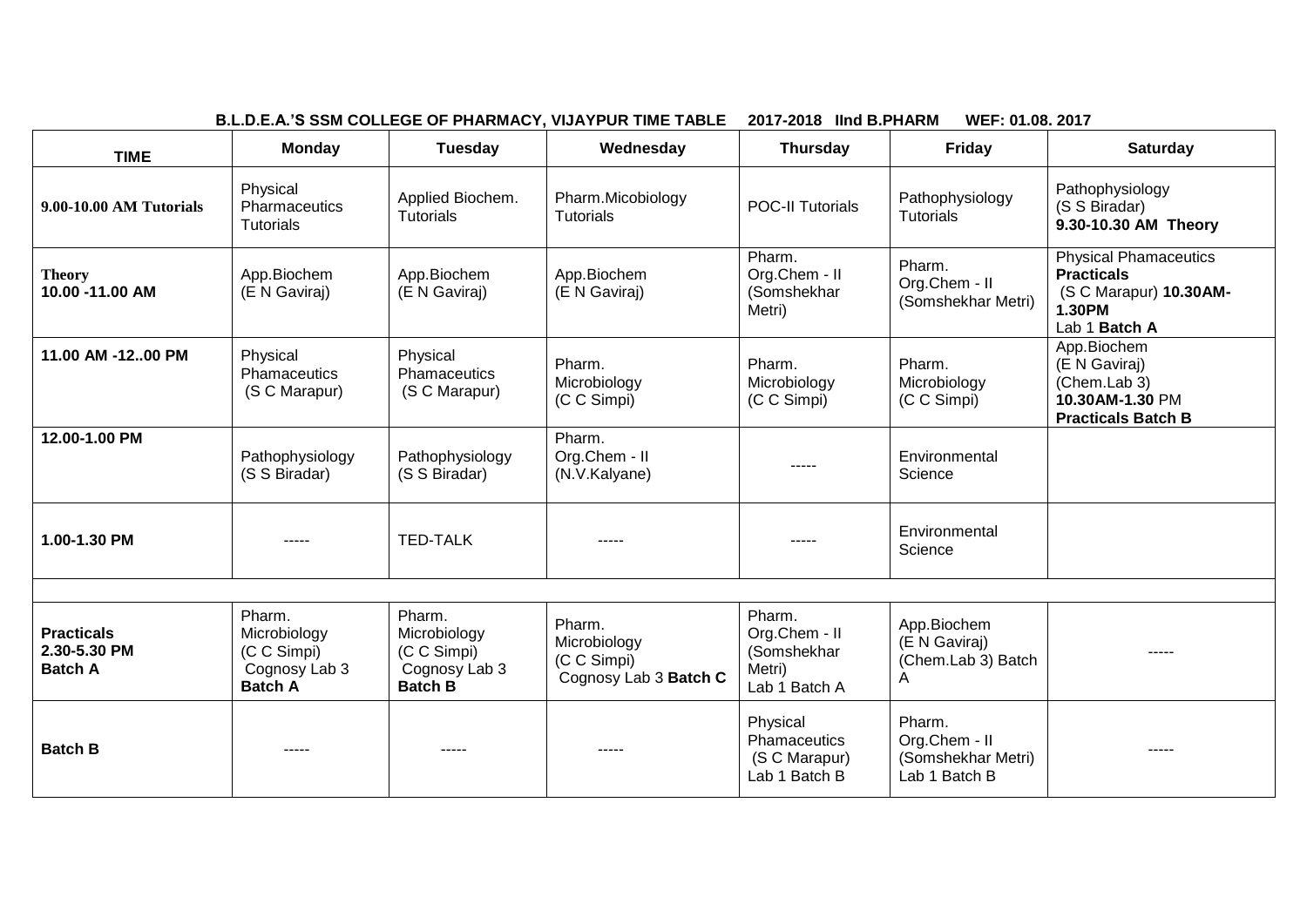**B.L.D.E.A.'S SSM COLLEGE OF PHARMACY, VIJAYPUR TIME TABLE 2017-2018 IInd B.PHARM WEF: 01.08. 2017**

| TIME | Monday | Tuesday | Wednesday | Thursday | Friday | Saturday |
|---|---|---|---|---|---|---|
| **9.00-10.00 AM Tutorials** | Physical Pharmaceutics Tutorials | Applied Biochem. Tutorials | Pharm.Micobiology Tutorials | POC-II Tutorials | Pathophysiology Tutorials | Pathophysiology (S S Biradar) **9.30-10.30 AM Theory** |
| **Theory 10.00 -11.00 AM** | App.Biochem (E N Gaviraj) | App.Biochem (E N Gaviraj) | App.Biochem (E N Gaviraj) | Pharm. Org.Chem - II (Somshekhar Metri) | Pharm. Org.Chem - II (Somshekhar Metri) | Physical Phamaceutics **Practicals** (S C Marapur) **10.30AM-1.30PM** Lab 1 **Batch A** |
| **11.00 AM -12..00 PM** | Physical Phamaceutics (S C Marapur) | Physical Phamaceutics (S C Marapur) | Pharm. Microbiology (C C Simpi) | Pharm. Microbiology (C C Simpi) | Pharm. Microbiology (C C Simpi) | App.Biochem (E N Gaviraj) (Chem.Lab 3) **10.30AM-1.30** PM **Practicals Batch B** |
| **12.00-1.00 PM** | Pathophysiology (S S Biradar) | Pathophysiology (S S Biradar) | Pharm. Org.Chem - II (N.V.Kalyane) | ----- | Environmental Science | |
| **1.00-1.30 PM** | ----- | TED-TALK | ----- | ----- | Environmental Science | |
| | | | | | | |
| **Practicals 2.30-5.30 PM Batch A** | Pharm. Microbiology (C C Simpi) Cognosy Lab 3 **Batch A** | Pharm. Microbiology (C C Simpi) Cognosy Lab 3 **Batch B** | Pharm. Microbiology (C C Simpi) Cognosy Lab 3 **Batch C** | Pharm. Org.Chem - II (Somshekhar Metri) Lab 1 Batch A | App.Biochem (E N Gaviraj) (Chem.Lab 3) Batch A | ----- |
| **Batch B** | ----- | ----- | ----- | Physical Phamaceutics (S C Marapur) Lab 1 Batch B | Pharm. Org.Chem - II (Somshekhar Metri) Lab 1 Batch B | ----- |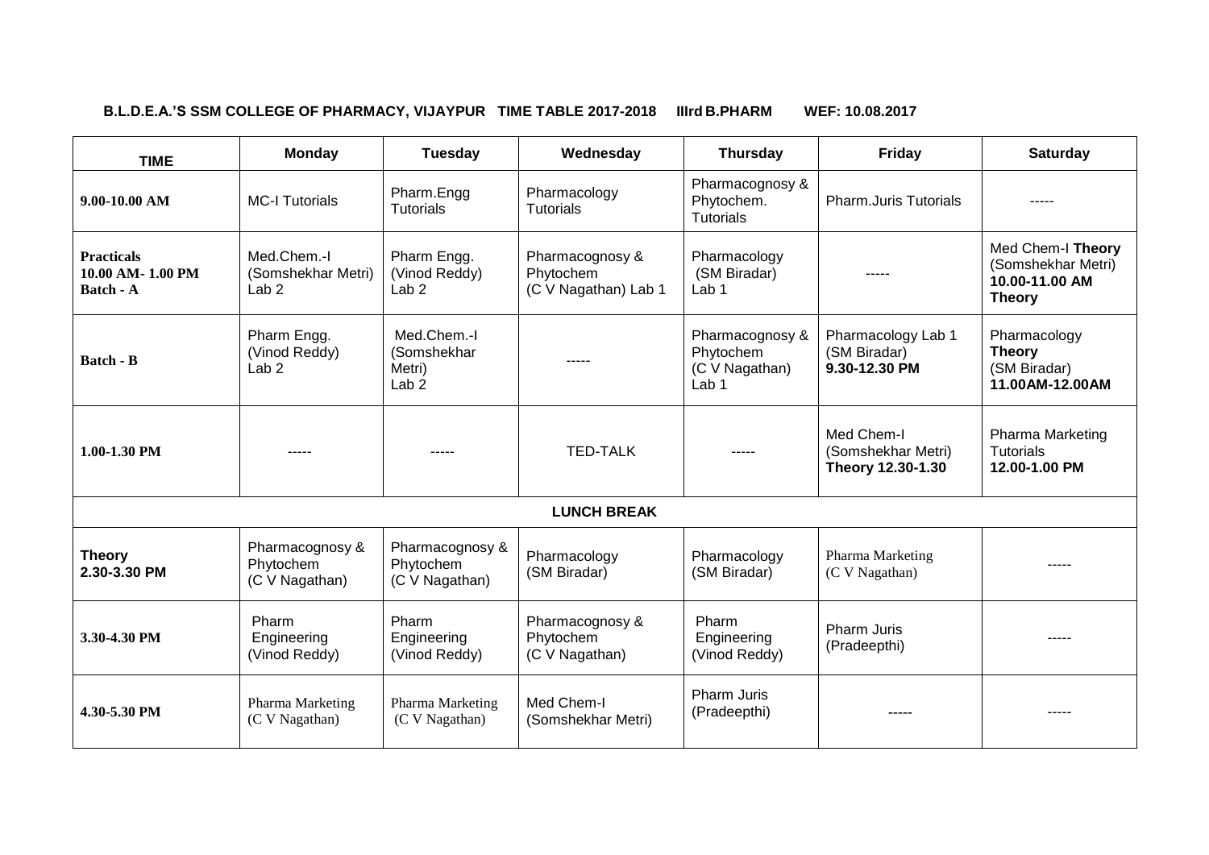**B.L.D.E.A.'S SSM COLLEGE OF PHARMACY, VIJAYPUR TIME TABLE 2017-2018 IIIrd B.PHARM WEF: 10.08.2017**

| TIME | Monday | Tuesday | Wednesday | Thursday | Friday | Saturday |
|---|---|---|---|---|---|---|
| 9.00-10.00 AM | MC-I Tutorials | Pharm.Engg Tutorials | Pharmacology Tutorials | Pharmacognosy & Phytochem. Tutorials | Pharm.Juris Tutorials | ----- |
| **Practicals** **10.00 AM- 1.00 PM** **Batch - A** | Med.Chem.-I (Somshekhar Metri) Lab 2 | Pharm Engg. (Vinod Reddy) Lab 2 | Pharmacognosy & Phytochem (C V Nagathan) Lab 1 | Pharmacology (SM Biradar) Lab 1 | ----- | Med Chem-I **Theory** (Somshekhar Metri) **10.00-11.00 AM** **Theory** |
| **Batch - B** | Pharm Engg. (Vinod Reddy) Lab 2 | Med.Chem.-I (Somshekhar Metri) Lab 2 | ----- | Pharmacognosy & Phytochem (C V Nagathan) Lab 1 | Pharmacology Lab 1 (SM Biradar) **9.30-12.30 PM** | Pharmacology **Theory** (SM Biradar) **11.00AM-12.00AM** |
| 1.00-1.30 PM | ----- | ----- | TED-TALK | ----- | Med Chem-I (Somshekhar Metri) **Theory 12.30-1.30** | Pharma Marketing Tutorials **12.00-1.00 PM** |
| | | | **LUNCH BREAK** | | | |
| **Theory** **2.30-3.30 PM** | Pharmacognosy & Phytochem (C V Nagathan) | Pharmacognosy & Phytochem (C V Nagathan) | Pharmacology (SM Biradar) | Pharmacology (SM Biradar) | Pharma Marketing (C V Nagathan) | ----- |
| 3.30-4.30 PM | Pharm Engineering (Vinod Reddy) | Pharm Engineering (Vinod Reddy) | Pharmacognosy & Phytochem (C V Nagathan) | Pharm Engineering (Vinod Reddy) | Pharm Juris (Pradeepthi) | ----- |
| 4.30-5.30 PM | Pharma Marketing (C V Nagathan) | Pharma Marketing (C V Nagathan) | Med Chem-I (Somshekhar Metri) | Pharm Juris (Pradeepthi) | ----- | ----- |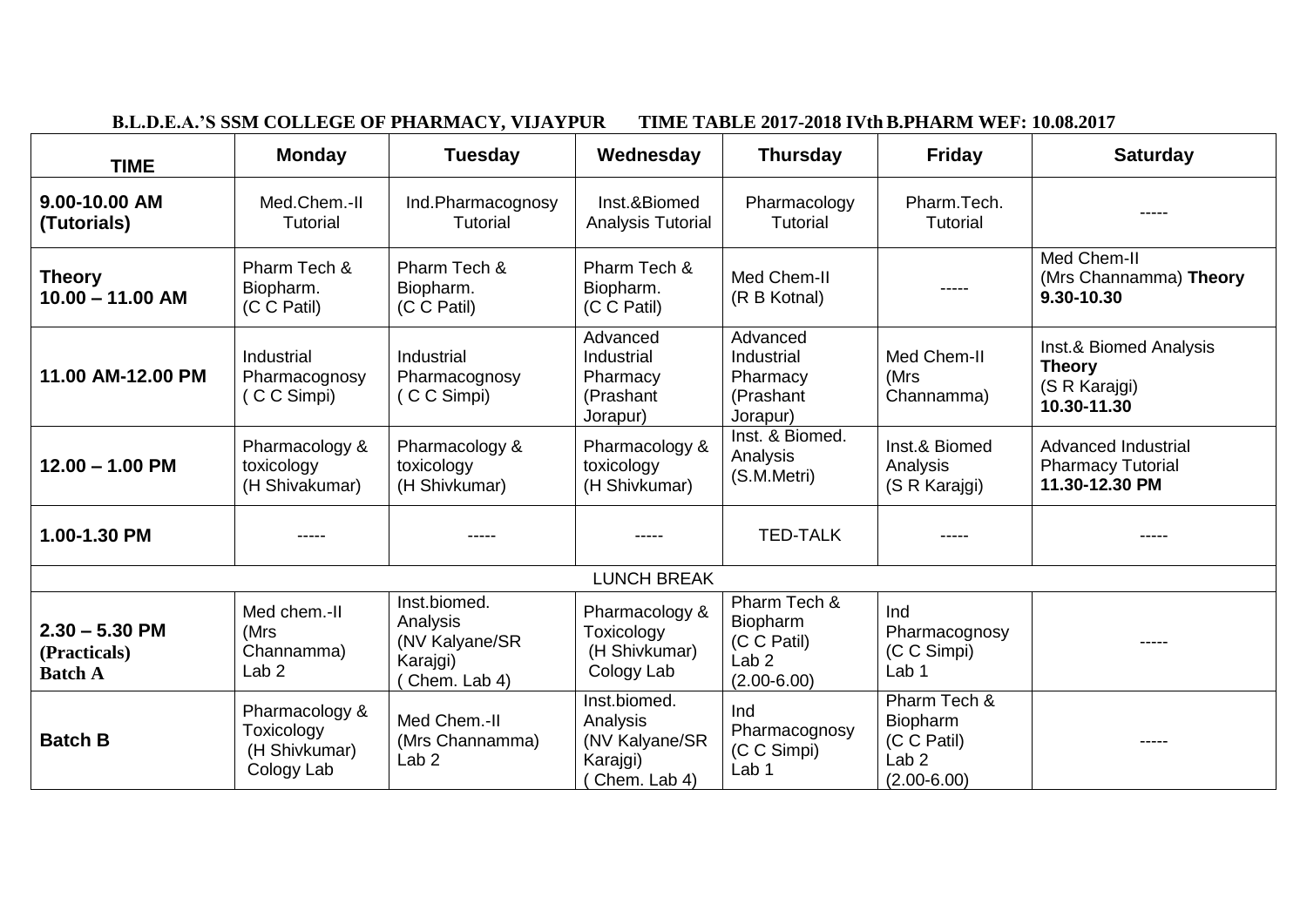**B.L.D.E.A.'S SSM COLLEGE OF PHARMACY, VIJAYPUR TIME TABLE 2017-2018 IVth B.PHARM WEF: 10.08.2017**

| TIME | Monday | Tuesday | Wednesday | Thursday | Friday | Saturday |
|---|---|---|---|---|---|---|
| **9.00-10.00 AM (Tutorials)** | Med.Chem.-II Tutorial | Ind.Pharmacognosy Tutorial | Inst.&Biomed Analysis Tutorial | Pharmacology Tutorial | Pharm.Tech. Tutorial | ----- |
| **Theory 10.00 – 11.00 AM** | Pharm Tech & Biopharm. (C C Patil) | Pharm Tech & Biopharm. (C C Patil) | Pharm Tech & Biopharm. (C C Patil) | Med Chem-II (R B Kotnal) | ----- | Med Chem-II (Mrs Channamma) **Theory 9.30-10.30** |
| **11.00 AM-12.00 PM** | Industrial Pharmacognosy ( C C Simpi) | Industrial Pharmacognosy ( C C Simpi) | Advanced Industrial Pharmacy (Prashant Jorapur) | Advanced Industrial Pharmacy (Prashant Jorapur) | Med Chem-II (Mrs Channamma) | Inst.& Biomed Analysis **Theory** (S R Karajgi) **10.30-11.30** |
| **12.00 – 1.00 PM** | Pharmacology & toxicology (H Shivakumar) | Pharmacology & toxicology (H Shivkumar) | Pharmacology & toxicology (H Shivkumar) | Inst. & Biomed. Analysis (S.M.Metri) | Inst.& Biomed Analysis (S R Karajgi) | Advanced Industrial Pharmacy Tutorial **11.30-12.30 PM** |
| **1.00-1.30 PM** | ----- | ----- | ----- | TED-TALK | ----- | ----- |
| | | | LUNCH BREAK | | | |
| **2.30 – 5.30 PM (Practicals) Batch A** | Med chem.-II (Mrs Channamma) Lab 2 | Inst.biomed. Analysis (NV Kalyane/SR Karajgi) ( Chem. Lab 4) | Pharmacology & Toxicology (H Shivkumar) Cology Lab | Pharm Tech & Biopharm (C C Patil) Lab 2 (2.00-6.00) | Ind Pharmacognosy (C C Simpi) Lab 1 | ----- |
| **Batch B** | Pharmacology & Toxicology (H Shivkumar) Cology Lab | Med Chem.-II (Mrs Channamma) Lab 2 | Inst.biomed. Analysis (NV Kalyane/SR Karajgi) ( Chem. Lab 4) | Ind Pharmacognosy (C C Simpi) Lab 1 | Pharm Tech & Biopharm (C C Patil) Lab 2 (2.00-6.00) | ----- |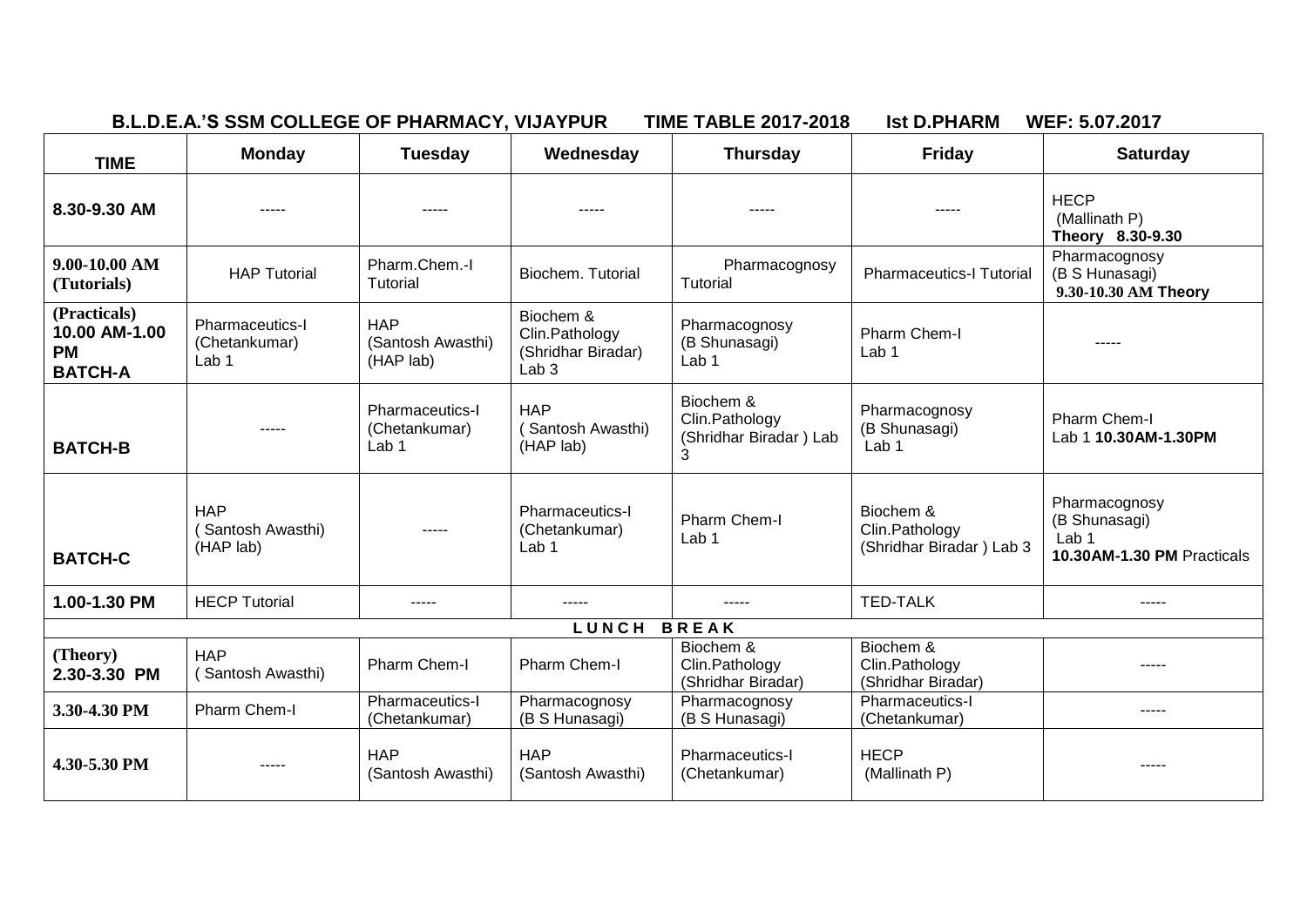**B.L.D.E.A.'S SSM COLLEGE OF PHARMACY, VIJAYPUR TIME TABLE 2017-2018 Ist D.PHARM WEF: 5.07.2017**

| TIME | Monday | Tuesday | Wednesday | Thursday | Friday | Saturday |
|---|---|---|---|---|---|---|
| **8.30-9.30 AM** | ----- | ----- | ----- | ----- | ----- | HECP (Mallinath P) **Theory 8.30-9.30** |
| **9.00-10.00 AM (Tutorials)** | HAP Tutorial | Pharm.Chem.-I Tutorial | Biochem. Tutorial | Pharmacognosy Tutorial | Pharmaceutics-I Tutorial | Pharmacognosy (B S Hunasagi) **9.30-10.30 AM Theory** |
| **(Practicals) 10.00 AM-1.00 PM BATCH-A** | Pharmaceutics-I (Chetankumar) Lab 1 | HAP (Santosh Awasthi) (HAP lab) | Biochem & Clin.Pathology (Shridhar Biradar) Lab 3 | Pharmacognosy (B Shunasagi) Lab 1 | Pharm Chem-I Lab 1 | ----- |
| **BATCH-B** | ----- | Pharmaceutics-I (Chetankumar) Lab 1 | HAP ( Santosh Awasthi) (HAP lab) | Biochem & Clin.Pathology (Shridhar Biradar ) Lab 3 | Pharmacognosy (B Shunasagi) Lab 1 | Pharm Chem-I Lab 1 **10.30AM-1.30PM** |
| **BATCH-C** | HAP ( Santosh Awasthi) (HAP lab) | ----- | Pharmaceutics-I (Chetankumar) Lab 1 | Pharm Chem-I Lab 1 | Biochem & Clin.Pathology (Shridhar Biradar ) Lab 3 | Pharmacognosy (B Shunasagi) Lab 1 **10.30AM-1.30 PM** Practicals |
| **1.00-1.30 PM** | HECP Tutorial | ----- | ----- | ----- | TED-TALK | ----- |
| | | | **LUNCH BREAK** | | | |
| **(Theory) 2.30-3.30 PM** | HAP ( Santosh Awasthi) | Pharm Chem-I | Pharm Chem-I | Biochem & Clin.Pathology (Shridhar Biradar) | Biochem & Clin.Pathology (Shridhar Biradar) | ----- |
| **3.30-4.30 PM** | Pharm Chem-I | Pharmaceutics-I (Chetankumar) | Pharmacognosy (B S Hunasagi) | Pharmacognosy (B S Hunasagi) | Pharmaceutics-I (Chetankumar) | ----- |
| **4.30-5.30 PM** | ----- | HAP (Santosh Awasthi) | HAP (Santosh Awasthi) | Pharmaceutics-I (Chetankumar) | HECP (Mallinath P) | ----- |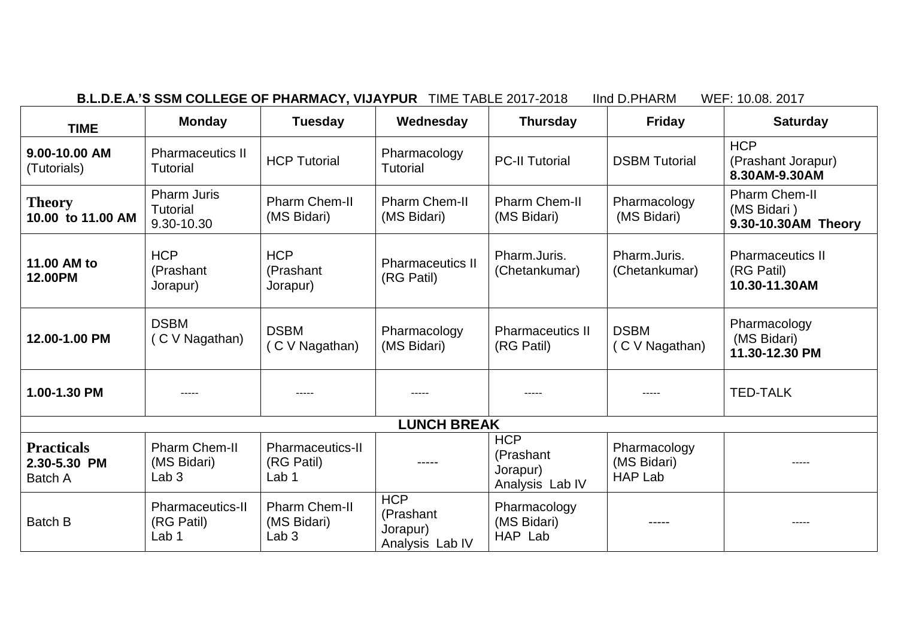**B.L.D.E.A.'S SSM COLLEGE OF PHARMACY, VIJAYPUR** TIME TABLE 2017-2018 IInd D.PHARM WEF: 10.08. 2017

| **TIME** | **Monday** | **Tuesday** | **Wednesday** | **Thursday** | **Friday** | **Saturday** |
|---|---|---|---|---|---|---|
| **9.00-10.00 AM** (Tutorials) | Pharmaceutics II Tutorial | HCP Tutorial | Pharmacology Tutorial | PC-II Tutorial | DSBM Tutorial | HCP (Prashant Jorapur) **8.30AM-9.30AM** |
| **Theory** **10.00 to 11.00 AM** | Pharm Juris Tutorial 9.30-10.30 | Pharm Chem-II (MS Bidari) | Pharm Chem-II (MS Bidari) | Pharm Chem-II (MS Bidari) | Pharmacology (MS Bidari) | Pharm Chem-II (MS Bidari ) **9.30-10.30AM Theory** |
| **11.00 AM to 12.00PM** | HCP (Prashant Jorapur) | HCP (Prashant Jorapur) | Pharmaceutics II (RG Patil) | Pharm.Juris. (Chetankumar) | Pharm.Juris. (Chetankumar) | Pharmaceutics II (RG Patil) **10.30-11.30AM** |
| **12.00-1.00 PM** | DSBM ( C V Nagathan) | DSBM ( C V Nagathan) | Pharmacology (MS Bidari) | Pharmaceutics II (RG Patil) | DSBM ( C V Nagathan) | Pharmacology (MS Bidari) **11.30-12.30 PM** |
| **1.00-1.30 PM** | ----- | ----- | ----- | ----- | ----- | TED-TALK |
| | | | **LUNCH BREAK** | | | |
| **Practicals** **2.30-5.30 PM** Batch A | Pharm Chem-II (MS Bidari) Lab 3 | Pharmaceutics-II (RG Patil) Lab 1 | ----- | HCP (Prashant Jorapur) Analysis Lab IV | Pharmacology (MS Bidari) HAP Lab | ----- |
| Batch B | Pharmaceutics-II (RG Patil) Lab 1 | Pharm Chem-II (MS Bidari) Lab 3 | HCP (Prashant Jorapur) Analysis Lab IV | Pharmacology (MS Bidari) HAP Lab | ----- | ----- |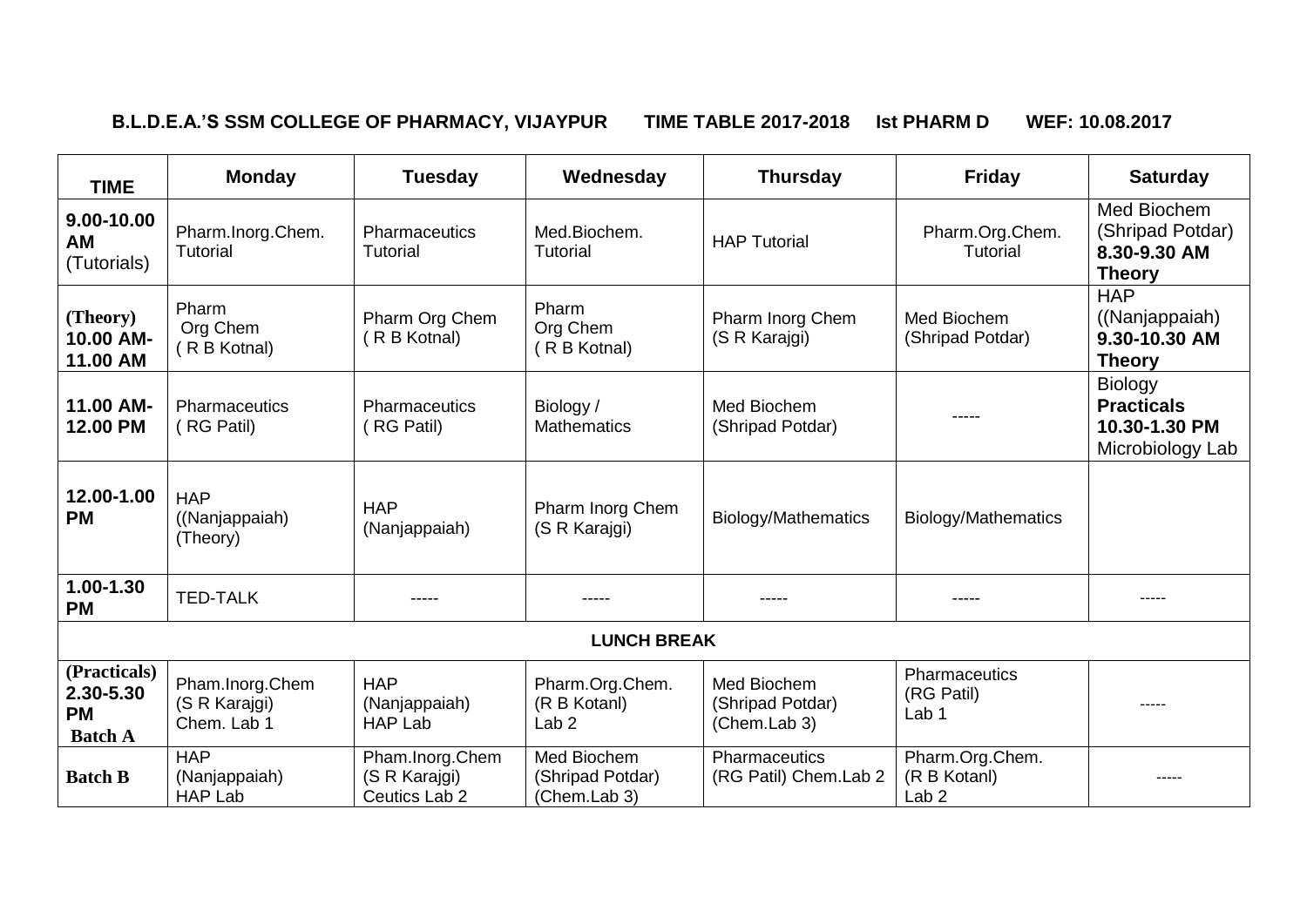**B.L.D.E.A.'S SSM COLLEGE OF PHARMACY, VIJAYPUR TIME TABLE 2017-2018 Ist PHARM D WEF: 10.08.2017**

| TIME | Monday | Tuesday | Wednesday | Thursday | Friday | Saturday |
|---|---|---|---|---|---|---|
| **9.00-10.00 AM** (Tutorials) | Pharm.Inorg.Chem. Tutorial | Pharmaceutics Tutorial | Med.Biochem. Tutorial | HAP Tutorial | Pharm.Org.Chem. Tutorial | Med Biochem (Shripad Potdar) **8.30-9.30 AM Theory** |
| **(Theory) 10.00 AM-11.00 AM** | Pharm Org Chem ( R B Kotnal) | Pharm Org Chem ( R B Kotnal) | Pharm Org Chem ( R B Kotnal) | Pharm Inorg Chem (S R Karajgi) | Med Biochem (Shripad Potdar) | HAP ((Nanjappaiah) **9.30-10.30 AM Theory** |
| **11.00 AM-12.00 PM** | Pharmaceutics ( RG Patil) | Pharmaceutics ( RG Patil) | Biology / Mathematics | Med Biochem (Shripad Potdar) | ----- | Biology **Practicals 10.30-1.30 PM** Microbiology Lab |
| **12.00-1.00 PM** | HAP ((Nanjappaiah) (Theory) | HAP (Nanjappaiah) | Pharm Inorg Chem (S R Karajgi) | Biology/Mathematics | Biology/Mathematics | |
| **1.00-1.30 PM** | TED-TALK | ----- | ----- | ----- | ----- | ----- |
| **LUNCH BREAK** | | | | | | |
| **(Practicals) 2.30-5.30 PM Batch A** | Pham.Inorg.Chem (S R Karajgi) Chem. Lab 1 | HAP (Nanjappaiah) HAP Lab | Pharm.Org.Chem. (R B Kotanl) Lab 2 | Med Biochem (Shripad Potdar) (Chem.Lab 3) | Pharmaceutics (RG Patil) Lab 1 | ----- |
| **Batch B** | HAP (Nanjappaiah) HAP Lab | Pham.Inorg.Chem (S R Karajgi) Ceutics Lab 2 | Med Biochem (Shripad Potdar) (Chem.Lab 3) | Pharmaceutics (RG Patil) Chem.Lab 2 | Pharm.Org.Chem. (R B Kotanl) Lab 2 | ----- |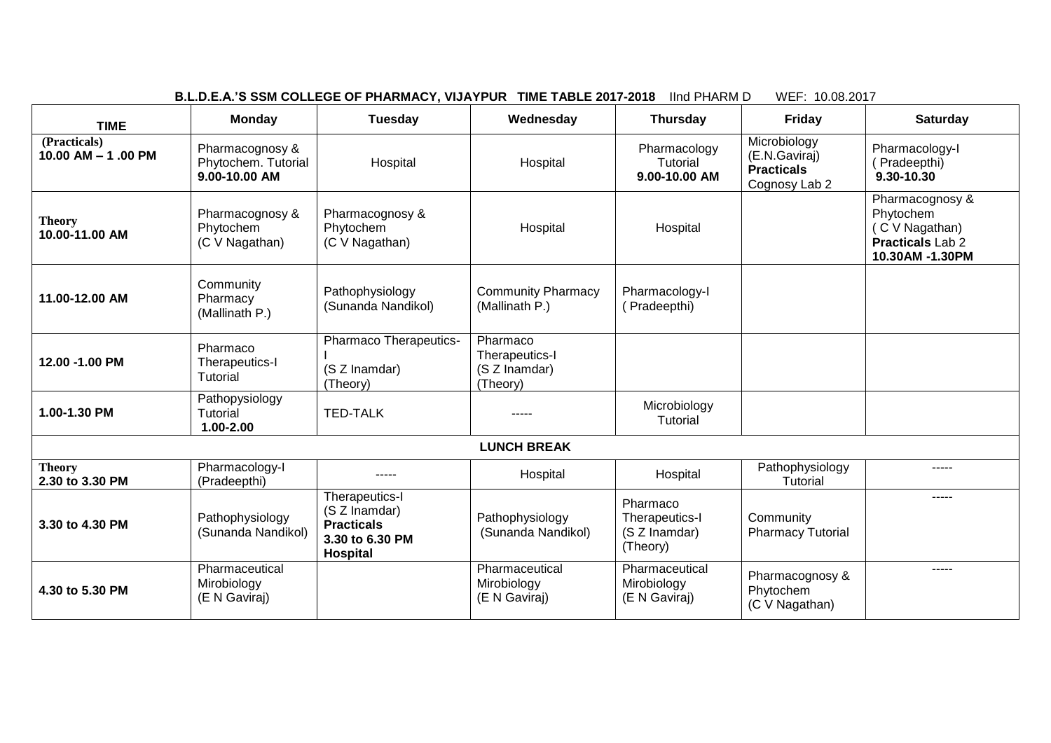**B.L.D.E.A.'S SSM COLLEGE OF PHARMACY, VIJAYPUR TIME TABLE 2017-2018** IInd PHARM D WEF: 10.08.2017

| TIME | Monday | Tuesday | Wednesday | Thursday | Friday | Saturday |
|---|---|---|---|---|---|---|
| **(Practicals) 10.00 AM – 1 .00 PM** | Pharmacognosy & Phytochem. Tutorial **9.00-10.00 AM** | Hospital | Hospital | Pharmacology Tutorial **9.00-10.00 AM** | Microbiology (E.N.Gaviraj) **Practicals** Cognosy Lab 2 | Pharmacology-I ( Pradeepthi) **9.30-10.30** |
| **Theory 10.00-11.00 AM** | Pharmacognosy & Phytochem (C V Nagathan) | Pharmacognosy & Phytochem (C V Nagathan) | Hospital | Hospital | | Pharmacognosy & Phytochem ( C V Nagathan) **Practicals** Lab 2 **10.30AM -1.30PM** |
| **11.00-12.00 AM** | Community Pharmacy (Mallinath P.) | Pathophysiology (Sunanda Nandikol) | Community Pharmacy (Mallinath P.) | Pharmacology-I ( Pradeepthi) | | |
| **12.00 -1.00 PM** | Pharmaco Therapeutics-I Tutorial | Pharmaco Therapeutics-I (S Z Inamdar) (Theory) | Pharmaco Therapeutics-I (S Z Inamdar) (Theory) | | | |
| **1.00-1.30 PM** | Pathopysiology Tutorial **1.00-2.00** | TED-TALK | ----- | Microbiology Tutorial | | |
| **LUNCH BREAK** | | | | | | |
| **Theory 2.30 to 3.30 PM** | Pharmacology-I (Pradeepthi) | ----- | Hospital | Hospital | Pathophysiology Tutorial | ----- |
| **3.30 to 4.30 PM** | Pathophysiology (Sunanda Nandikol) | Therapeutics-I (S Z Inamdar) **Practicals 3.30 to 6.30 PM Hospital** | Pathophysiology (Sunanda Nandikol) | Pharmaco Therapeutics-I (S Z Inamdar) (Theory) | Community Pharmacy Tutorial | ----- |
| **4.30 to 5.30 PM** | Pharmaceutical Mirobiology (E N Gaviraj) | | Pharmaceutical Mirobiology (E N Gaviraj) | Pharmaceutical Mirobiology (E N Gaviraj) | Pharmacognosy & Phytochem (C V Nagathan) | ----- |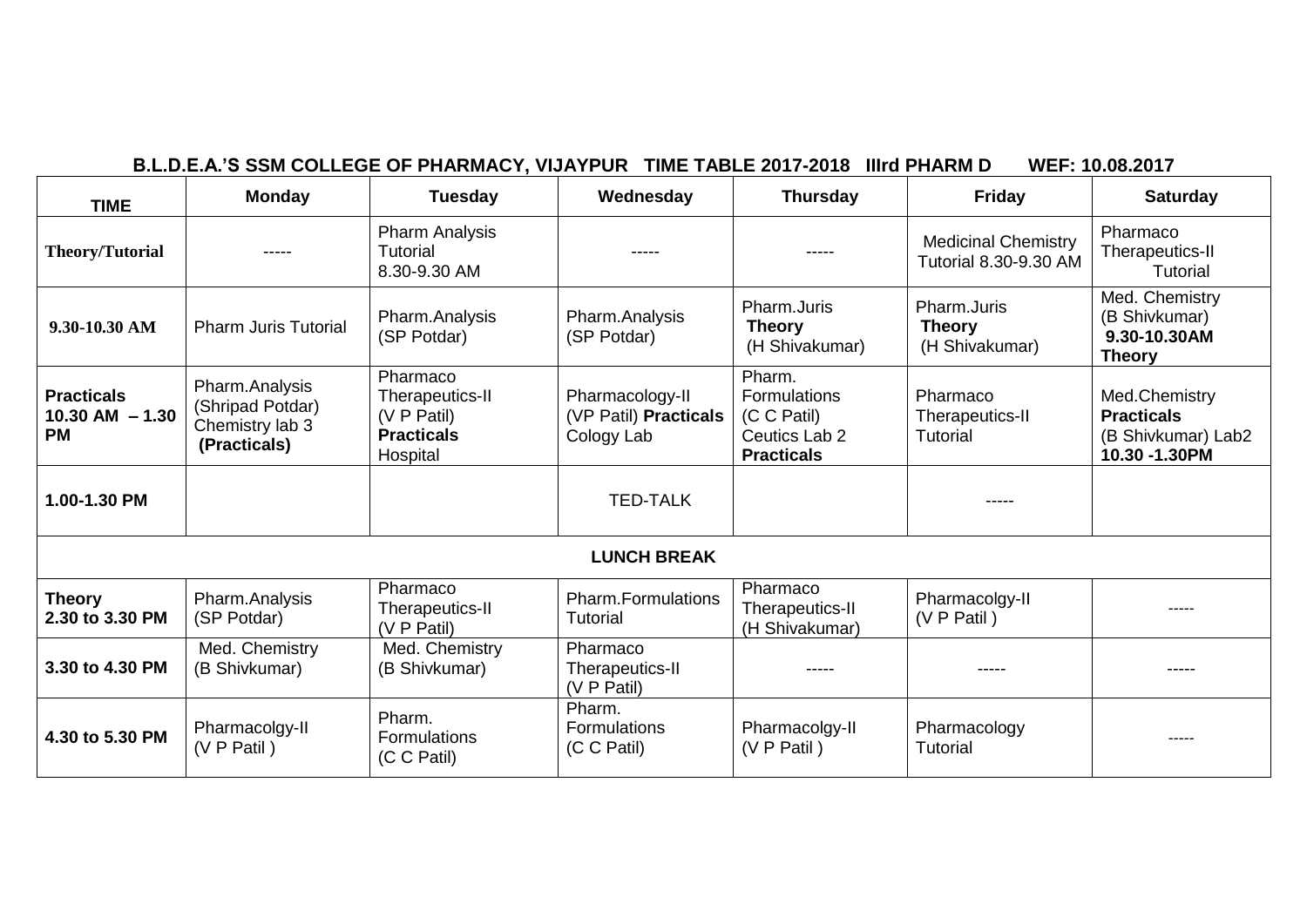**B.L.D.E.A.'S SSM COLLEGE OF PHARMACY, VIJAYPUR TIME TABLE 2017-2018 IIIrd PHARM D WEF: 10.08.2017**

| TIME | Monday | Tuesday | Wednesday | Thursday | Friday | Saturday |
|---|---|---|---|---|---|---|
| Theory/Tutorial | ----- | Pharm Analysis Tutorial 8.30-9.30 AM | ----- | ----- | Medicinal Chemistry Tutorial 8.30-9.30 AM | Pharmaco Therapeutics-II Tutorial |
| 9.30-10.30 AM | Pharm Juris Tutorial | Pharm.Analysis (SP Potdar) | Pharm.Analysis (SP Potdar) | Pharm.Juris **Theory** (H Shivakumar) | Pharm.Juris **Theory** (H Shivakumar) | Med. Chemistry (B Shivkumar) **9.30-10.30AM Theory** |
| **Practicals 10.30 AM – 1.30 PM** | Pharm.Analysis (Shripad Potdar) Chemistry lab 3 **(Practicals)** | Pharmaco Therapeutics-II (V P Patil) **Practicals** Hospital | Pharmacology-II (VP Patil) **Practicals** Cology Lab | Pharm. Formulations (C C Patil) Ceutics Lab 2 **Practicals** | Pharmaco Therapeutics-II Tutorial | Med.Chemistry **Practicals** (B Shivkumar) Lab2 **10.30 -1.30PM** |
| **1.00-1.30 PM** | | | TED-TALK | | ----- | |
| **LUNCH BREAK** | | | | | | |
| **Theory 2.30 to 3.30 PM** | Pharm.Analysis (SP Potdar) | Pharmaco Therapeutics-II (V P Patil) | Pharm.Formulations Tutorial | Pharmaco Therapeutics-II (H Shivakumar) | Pharmacolgy-II (V P Patil ) | ----- |
| **3.30 to 4.30 PM** | Med. Chemistry (B Shivkumar) | Med. Chemistry (B Shivkumar) | Pharmaco Therapeutics-II (V P Patil) | ----- | ----- | ----- |
| **4.30 to 5.30 PM** | Pharmacolgy-II (V P Patil ) | Pharm. Formulations (C C Patil) | Pharm. Formulations (C C Patil) | Pharmacolgy-II (V P Patil ) | Pharmacology Tutorial | ----- |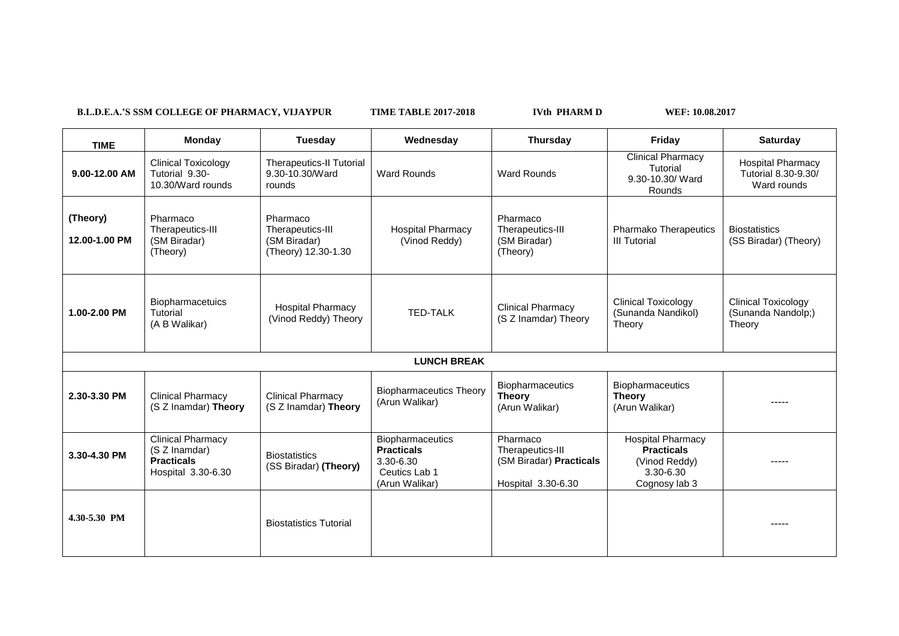**B.L.D.E.A.'S SSM COLLEGE OF PHARMACY, VIJAYPUR** &nbsp;&nbsp;&nbsp; **TIME TABLE 2017-2018** &nbsp;&nbsp;&nbsp; **IVth PHARM D** &nbsp;&nbsp;&nbsp; **WEF: 10.08.2017**

| TIME | Monday | Tuesday | Wednesday | Thursday | Friday | Saturday |
|---|---|---|---|---|---|---|
| 9.00-12.00 AM | Clinical Toxicology Tutorial 9.30-10.30/Ward rounds | Therapeutics-II Tutorial 9.30-10.30/Ward rounds | Ward Rounds | Ward Rounds | Clinical Pharmacy Tutorial 9.30-10.30/ Ward Rounds | Hospital Pharmacy Tutorial 8.30-9.30/ Ward rounds |
| (Theory) 12.00-1.00 PM | Pharmaco Therapeutics-III (SM Biradar) (Theory) | Pharmaco Therapeutics-III (SM Biradar) (Theory) 12.30-1.30 | Hospital Pharmacy (Vinod Reddy) | Pharmaco Therapeutics-III (SM Biradar) (Theory) | Pharmako Therapeutics III Tutorial | Biostatistics (SS Biradar) (Theory) |
| 1.00-2.00 PM | Biopharmacetuics Tutorial (A B Walikar) | Hospital Pharmacy (Vinod Reddy) Theory | TED-TALK | Clinical Pharmacy (S Z Inamdar) Theory | Clinical Toxicology (Sunanda Nandikol) Theory | Clinical Toxicology (Sunanda Nandolp;) Theory |
| **LUNCH BREAK** | | | | | | |
| 2.30-3.30 PM | Clinical Pharmacy (S Z Inamdar) **Theory** | Clinical Pharmacy (S Z Inamdar) **Theory** | Biopharmaceutics Theory (Arun Walikar) | Biopharmaceutics **Theory** (Arun Walikar) | Biopharmaceutics **Theory** (Arun Walikar) | ----- |
| 3.30-4.30 PM | Clinical Pharmacy (S Z Inamdar) **Practicals** Hospital 3.30-6.30 | Biostatistics (SS Biradar) **(Theory)** | Biopharmaceutics **Practicals** 3.30-6.30 Ceutics Lab 1 (Arun Walikar) | Pharmaco Therapeutics-III (SM Biradar) **Practicals** Hospital 3.30-6.30 | Hospital Pharmacy **Practicals** (Vinod Reddy) 3.30-6.30 Cognosy lab 3 | ----- |
| 4.30-5.30 PM | | Biostatistics Tutorial | | | | ----- |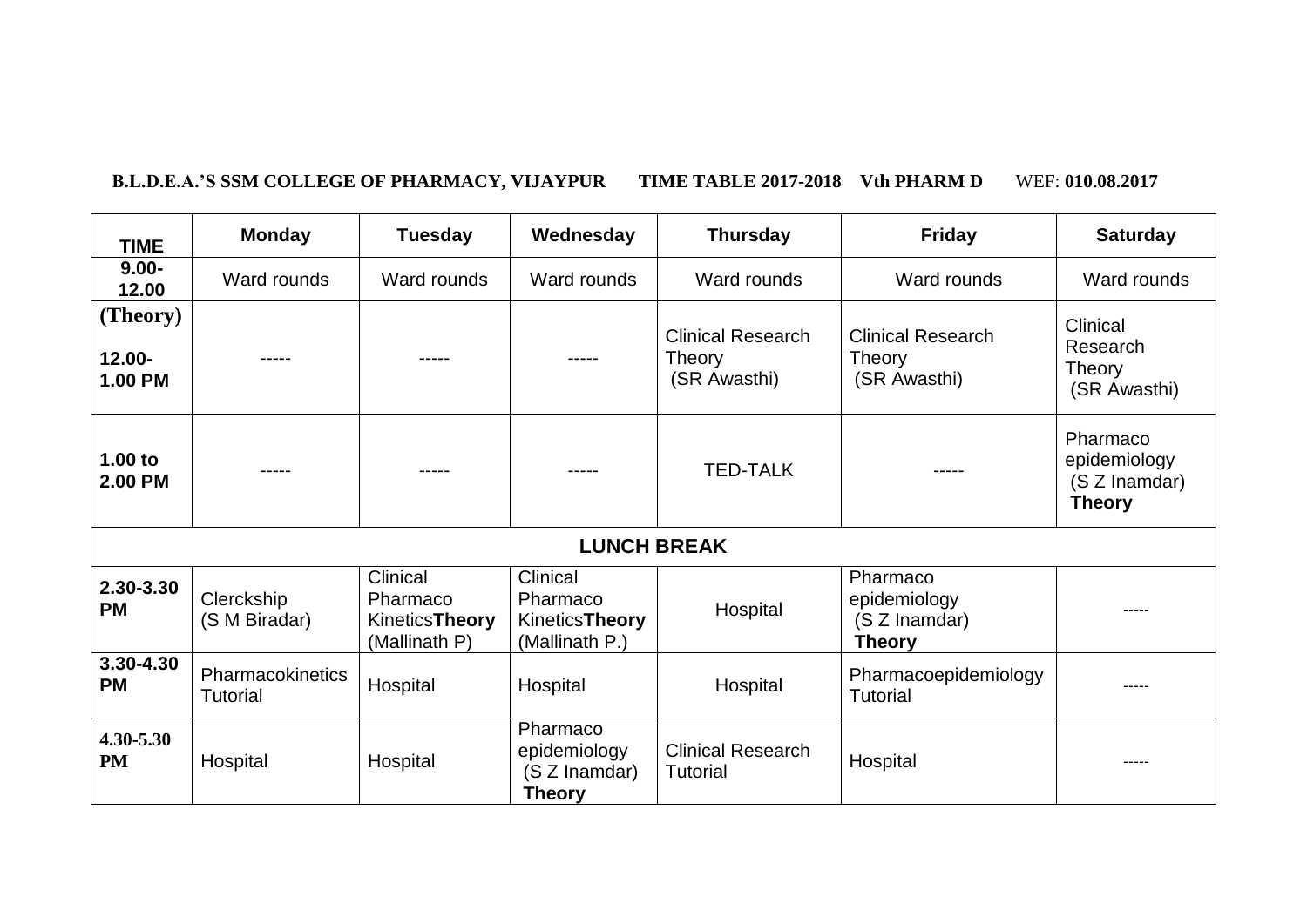**B.L.D.E.A.'S SSM COLLEGE OF PHARMACY, VIJAYPUR TIME TABLE 2017-2018 Vth PHARM D** WEF: **010.08.2017**

| TIME | Monday | Tuesday | Wednesday | Thursday | Friday | Saturday |
|---|---|---|---|---|---|---|
| 9.00-12.00 | Ward rounds | Ward rounds | Ward rounds | Ward rounds | Ward rounds | Ward rounds |
| (Theory) 12.00-1.00 PM | ----- | ----- | ----- | Clinical Research Theory (SR Awasthi) | Clinical Research Theory (SR Awasthi) | Clinical Research Theory (SR Awasthi) |
| 1.00 to 2.00 PM | ----- | ----- | ----- | TED-TALK | ----- | Pharmaco epidemiology (S Z Inamdar) **Theory** |
| **LUNCH BREAK** | | | | | | |
| 2.30-3.30 PM | Clerckship (S M Biradar) | Clinical Pharmaco Kinetics**Theory** (Mallinath P) | Clinical Pharmaco Kinetics**Theory** (Mallinath P.) | Hospital | Pharmaco epidemiology (S Z Inamdar) **Theory** | ----- |
| 3.30-4.30 PM | Pharmacokinetics Tutorial | Hospital | Hospital | Hospital | Pharmacoepidemiology Tutorial | ----- |
| 4.30-5.30 PM | Hospital | Hospital | Pharmaco epidemiology (S Z Inamdar) **Theory** | Clinical Research Tutorial | Hospital | ----- |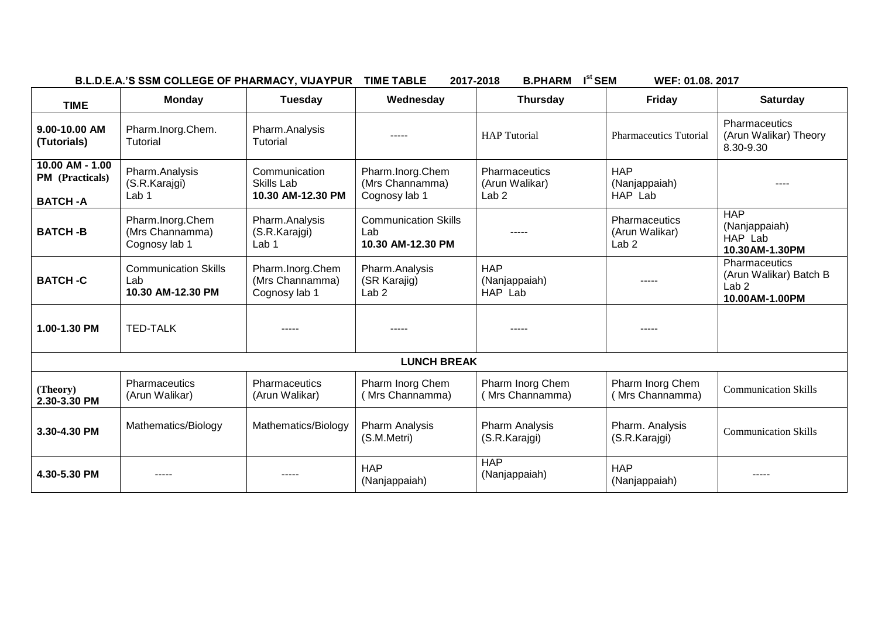**B.L.D.E.A.'S SSM COLLEGE OF PHARMACY, VIJAYPUR TIME TABLE 2017-2018 B.PHARM I[st] SEM WEF: 01.08. 2017**

| TIME | Monday | Tuesday | Wednesday | Thursday | Friday | Saturday |
|---|---|---|---|---|---|---|
| **9.00-10.00 AM (Tutorials)** | Pharm.Inorg.Chem. Tutorial | Pharm.Analysis Tutorial | ----- | HAP Tutorial | Pharmaceutics Tutorial | Pharmaceutics (Arun Walikar) Theory 8.30-9.30 |
| **10.00 AM - 1.00 PM (Practicals) BATCH -A** | Pharm.Analysis (S.R.Karajgi) Lab 1 | Communication Skills Lab **10.30 AM-12.30 PM** | Pharm.Inorg.Chem (Mrs Channamma) Cognosy lab 1 | Pharmaceutics (Arun Walikar) Lab 2 | HAP (Nanjappaiah) HAP Lab | ---- |
| **BATCH -B** | Pharm.Inorg.Chem (Mrs Channamma) Cognosy lab 1 | Pharm.Analysis (S.R.Karajgi) Lab 1 | Communication Skills Lab **10.30 AM-12.30 PM** | ----- | Pharmaceutics (Arun Walikar) Lab 2 | HAP (Nanjappaiah) HAP Lab **10.30AM-1.30PM** |
| **BATCH -C** | Communication Skills Lab **10.30 AM-12.30 PM** | Pharm.Inorg.Chem (Mrs Channamma) Cognosy lab 1 | Pharm.Analysis (SR Karajig) Lab 2 | HAP (Nanjappaiah) HAP Lab | ----- | Pharmaceutics (Arun Walikar) Batch B Lab 2 **10.00AM-1.00PM** |
| **1.00-1.30 PM** | TED-TALK | ----- | ----- | ----- | ----- | |
| **LUNCH BREAK** | | | | | | |
| **(Theory) 2.30-3.30 PM** | Pharmaceutics (Arun Walikar) | Pharmaceutics (Arun Walikar) | Pharm Inorg Chem ( Mrs Channamma) | Pharm Inorg Chem ( Mrs Channamma) | Pharm Inorg Chem ( Mrs Channamma) | Communication Skills |
| **3.30-4.30 PM** | Mathematics/Biology | Mathematics/Biology | Pharm Analysis (S.M.Metri) | Pharm Analysis (S.R.Karajgi) | Pharm. Analysis (S.R.Karajgi) | Communication Skills |
| **4.30-5.30 PM** | ----- | ----- | HAP (Nanjappaiah) | HAP (Nanjappaiah) | HAP (Nanjappaiah) | ----- |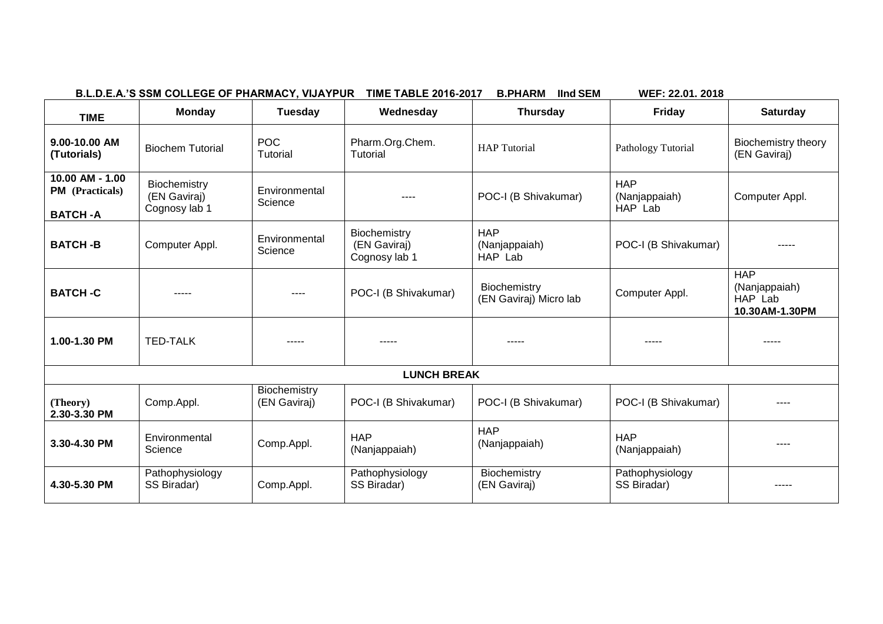**B.L.D.E.A.'S SSM COLLEGE OF PHARMACY, VIJAYPUR TIME TABLE 2016-2017 B.PHARM IInd SEM WEF: 22.01. 2018**

| TIME | Monday | Tuesday | Wednesday | Thursday | Friday | Saturday |
|---|---|---|---|---|---|---|
| **9.00-10.00 AM (Tutorials)** | Biochem Tutorial | POC Tutorial | Pharm.Org.Chem. Tutorial | HAP Tutorial | Pathology Tutorial | Biochemistry theory (EN Gaviraj) |
| **10.00 AM - 1.00 PM (Practicals) BATCH -A** | Biochemistry (EN Gaviraj) Cognosy lab 1 | Environmental Science | ---- | POC-I (B Shivakumar) | HAP (Nanjappaiah) HAP Lab | Computer Appl. |
| **BATCH -B** | Computer Appl. | Environmental Science | Biochemistry (EN Gaviraj) Cognosy lab 1 | HAP (Nanjappaiah) HAP Lab | POC-I (B Shivakumar) | ----- |
| **BATCH -C** | ----- | ---- | POC-I (B Shivakumar) | Biochemistry (EN Gaviraj) Micro lab | Computer Appl. | HAP (Nanjappaiah) HAP Lab **10.30AM-1.30PM** |
| **1.00-1.30 PM** | TED-TALK | ----- | ----- | ----- | ----- | ----- |
| | | | **LUNCH BREAK** | | | |
| **(Theory) 2.30-3.30 PM** | Comp.Appl. | Biochemistry (EN Gaviraj) | POC-I (B Shivakumar) | POC-I (B Shivakumar) | POC-I (B Shivakumar) | ---- |
| **3.30-4.30 PM** | Environmental Science | Comp.Appl. | HAP (Nanjappaiah) | HAP (Nanjappaiah) | HAP (Nanjappaiah) | ---- |
| **4.30-5.30 PM** | Pathophysiology SS Biradar) | Comp.Appl. | Pathophysiology SS Biradar) | Biochemistry (EN Gaviraj) | Pathophysiology SS Biradar) | ----- |